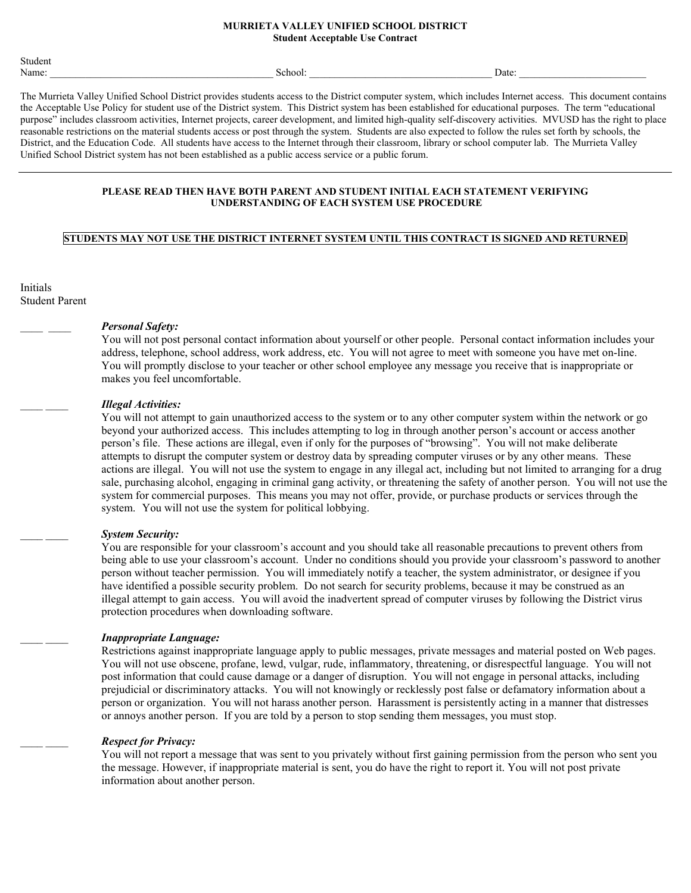**MURRIETA VALLEY UNIFIED SCHOOL DISTRICT**
**Student Acceptable Use Contract**

Student Name: ____________________________________________ School: ____________________________________ Date: _________________________

The Murrieta Valley Unified School District provides students access to the District computer system, which includes Internet access. This document contains the Acceptable Use Policy for student use of the District system. This District system has been established for educational purposes. The term "educational purpose" includes classroom activities, Internet projects, career development, and limited high-quality self-discovery activities. MVUSD has the right to place reasonable restrictions on the material students access or post through the system. Students are also expected to follow the rules set forth by schools, the District, and the Education Code. All students have access to the Internet through their classroom, library or school computer lab. The Murrieta Valley Unified School District system has not been established as a public access service or a public forum.

---

**PLEASE READ THEN HAVE BOTH PARENT AND STUDENT INITIAL EACH STATEMENT VERIFYING UNDERSTANDING OF EACH SYSTEM USE PROCEDURE**

**STUDENTS MAY NOT USE THE DISTRICT INTERNET SYSTEM UNTIL THIS CONTRACT IS SIGNED AND RETURNED**

Initials
Student Parent

____ ____ ***Personal Safety:***
You will not post personal contact information about yourself or other people. Personal contact information includes your address, telephone, school address, work address, etc. You will not agree to meet with someone you have met on-line. You will promptly disclose to your teacher or other school employee any message you receive that is inappropriate or makes you feel uncomfortable.

____ ____ ***Illegal Activities:***
You will not attempt to gain unauthorized access to the system or to any other computer system within the network or go beyond your authorized access. This includes attempting to log in through another person's account or access another person's file. These actions are illegal, even if only for the purposes of "browsing". You will not make deliberate attempts to disrupt the computer system or destroy data by spreading computer viruses or by any other means. These actions are illegal. You will not use the system to engage in any illegal act, including but not limited to arranging for a drug sale, purchasing alcohol, engaging in criminal gang activity, or threatening the safety of another person. You will not use the system for commercial purposes. This means you may not offer, provide, or purchase products or services through the system. You will not use the system for political lobbying.

____ ____ ***System Security:***
You are responsible for your classroom's account and you should take all reasonable precautions to prevent others from being able to use your classroom's account. Under no conditions should you provide your classroom's password to another person without teacher permission. You will immediately notify a teacher, the system administrator, or designee if you have identified a possible security problem. Do not search for security problems, because it may be construed as an illegal attempt to gain access. You will avoid the inadvertent spread of computer viruses by following the District virus protection procedures when downloading software.

____ ____ ***Inappropriate Language:***
Restrictions against inappropriate language apply to public messages, private messages and material posted on Web pages. You will not use obscene, profane, lewd, vulgar, rude, inflammatory, threatening, or disrespectful language. You will not post information that could cause damage or a danger of disruption. You will not engage in personal attacks, including prejudicial or discriminatory attacks. You will not knowingly or recklessly post false or defamatory information about a person or organization. You will not harass another person. Harassment is persistently acting in a manner that distresses or annoys another person. If you are told by a person to stop sending them messages, you must stop.

____ ____ ***Respect for Privacy:***
You will not report a message that was sent to you privately without first gaining permission from the person who sent you the message. However, if inappropriate material is sent, you do have the right to report it. You will not post private information about another person.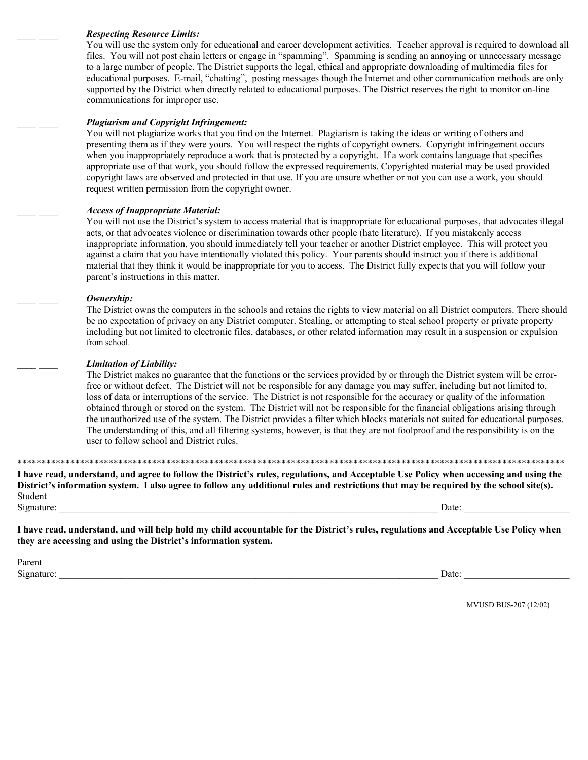____ ____ ***Respecting Resource Limits:***
You will use the system only for educational and career development activities. Teacher approval is required to download all files. You will not post chain letters or engage in "spamming". Spamming is sending an annoying or unnecessary message to a large number of people. The District supports the legal, ethical and appropriate downloading of multimedia files for educational purposes. E-mail, "chatting", posting messages though the Internet and other communication methods are only supported by the District when directly related to educational purposes. The District reserves the right to monitor on-line communications for improper use.

____ ____ ***Plagiarism and Copyright Infringement:***
You will not plagiarize works that you find on the Internet. Plagiarism is taking the ideas or writing of others and presenting them as if they were yours. You will respect the rights of copyright owners. Copyright infringement occurs when you inappropriately reproduce a work that is protected by a copyright. If a work contains language that specifies appropriate use of that work, you should follow the expressed requirements. Copyrighted material may be used provided copyright laws are observed and protected in that use. If you are unsure whether or not you can use a work, you should request written permission from the copyright owner.

____ ____ ***Access of Inappropriate Material:***
You will not use the District's system to access material that is inappropriate for educational purposes, that advocates illegal acts, or that advocates violence or discrimination towards other people (hate literature). If you mistakenly access inappropriate information, you should immediately tell your teacher or another District employee. This will protect you against a claim that you have intentionally violated this policy. Your parents should instruct you if there is additional material that they think it would be inappropriate for you to access. The District fully expects that you will follow your parent's instructions in this matter.

____ ____ ***Ownership:***
The District owns the computers in the schools and retains the rights to view material on all District computers. There should be no expectation of privacy on any District computer. Stealing, or attempting to steal school property or private property including but not limited to electronic files, databases, or other related information may result in a suspension or expulsion from school.

____ ____ ***Limitation of Liability:***
The District makes no guarantee that the functions or the services provided by or through the District system will be error-free or without defect. The District will not be responsible for any damage you may suffer, including but not limited to, loss of data or interruptions of the service. The District is not responsible for the accuracy or quality of the information obtained through or stored on the system. The District will not be responsible for the financial obligations arising through the unauthorized use of the system. The District provides a filter which blocks materials not suited for educational purposes. The understanding of this, and all filtering systems, however, is that they are not foolproof and the responsibility is on the user to follow school and District rules.

*******************************************************************************************************************

**I have read, understand, and agree to follow the District's rules, regulations, and Acceptable Use Policy when accessing and using the District's information system. I also agree to follow any additional rules and restrictions that may be required by the school site(s).**

Student
Signature: ____________________________________________________________________________________ Date: ______________________

**I have read, understand, and will help hold my child accountable for the District's rules, regulations and Acceptable Use Policy when they are accessing and using the District's information system.**

Parent
Signature: ____________________________________________________________________________________ Date: ______________________

MVUSD BUS-207 (12/02)